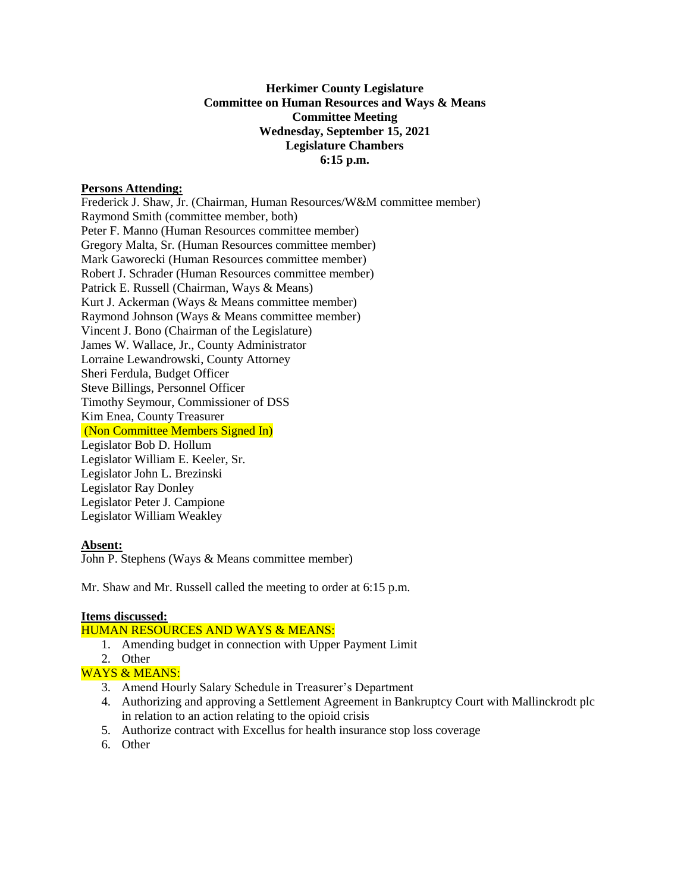**Herkimer County Legislature**
**Committee on Human Resources and Ways & Means**
**Committee Meeting**
**Wednesday, September 15, 2021**
**Legislature Chambers**
**6:15 p.m.**

**Persons Attending:**

Frederick J. Shaw, Jr. (Chairman, Human Resources/W&M committee member)
Raymond Smith (committee member, both)
Peter F. Manno (Human Resources committee member)
Gregory Malta, Sr. (Human Resources committee member)
Mark Gaworecki (Human Resources committee member)
Robert J. Schrader (Human Resources committee member)
Patrick E. Russell (Chairman, Ways & Means)
Kurt J. Ackerman (Ways & Means committee member)
Raymond Johnson (Ways & Means committee member)
Vincent J. Bono (Chairman of the Legislature)
James W. Wallace, Jr., County Administrator
Lorraine Lewandrowski, County Attorney
Sheri Ferdula, Budget Officer
Steve Billings, Personnel Officer
Timothy Seymour, Commissioner of DSS
Kim Enea, County Treasurer
(Non Committee Members Signed In)
Legislator Bob D. Hollum
Legislator William E. Keeler, Sr.
Legislator John L. Brezinski
Legislator Ray Donley
Legislator Peter J. Campione
Legislator William Weakley

**Absent:**

John P. Stephens (Ways & Means committee member)

Mr. Shaw and Mr. Russell called the meeting to order at 6:15 p.m.

**Items discussed:**

HUMAN RESOURCES AND WAYS & MEANS:

1. Amending budget in connection with Upper Payment Limit
2. Other

WAYS & MEANS:

3. Amend Hourly Salary Schedule in Treasurer's Department
4. Authorizing and approving a Settlement Agreement in Bankruptcy Court with Mallinckrodt plc in relation to an action relating to the opioid crisis
5. Authorize contract with Excellus for health insurance stop loss coverage
6. Other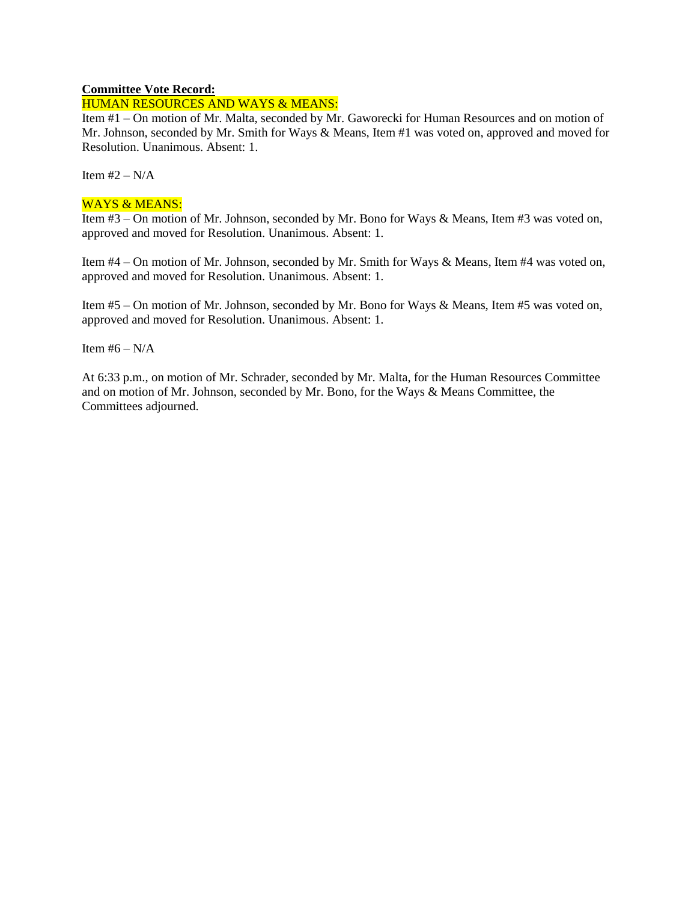**Committee Vote Record:**

HUMAN RESOURCES AND WAYS & MEANS:

Item #1 – On motion of Mr. Malta, seconded by Mr. Gaworecki for Human Resources and on motion of Mr. Johnson, seconded by Mr. Smith for Ways & Means, Item #1 was voted on, approved and moved for Resolution. Unanimous. Absent: 1.

Item #2 – N/A

WAYS & MEANS:

Item #3 – On motion of Mr. Johnson, seconded by Mr. Bono for Ways & Means, Item #3 was voted on, approved and moved for Resolution. Unanimous. Absent: 1.

Item #4 – On motion of Mr. Johnson, seconded by Mr. Smith for Ways & Means, Item #4 was voted on, approved and moved for Resolution. Unanimous. Absent: 1.

Item #5 – On motion of Mr. Johnson, seconded by Mr. Bono for Ways & Means, Item #5 was voted on, approved and moved for Resolution. Unanimous. Absent: 1.

Item #6 – N/A

At 6:33 p.m., on motion of Mr. Schrader, seconded by Mr. Malta, for the Human Resources Committee and on motion of Mr. Johnson, seconded by Mr. Bono, for the Ways & Means Committee, the Committees adjourned.